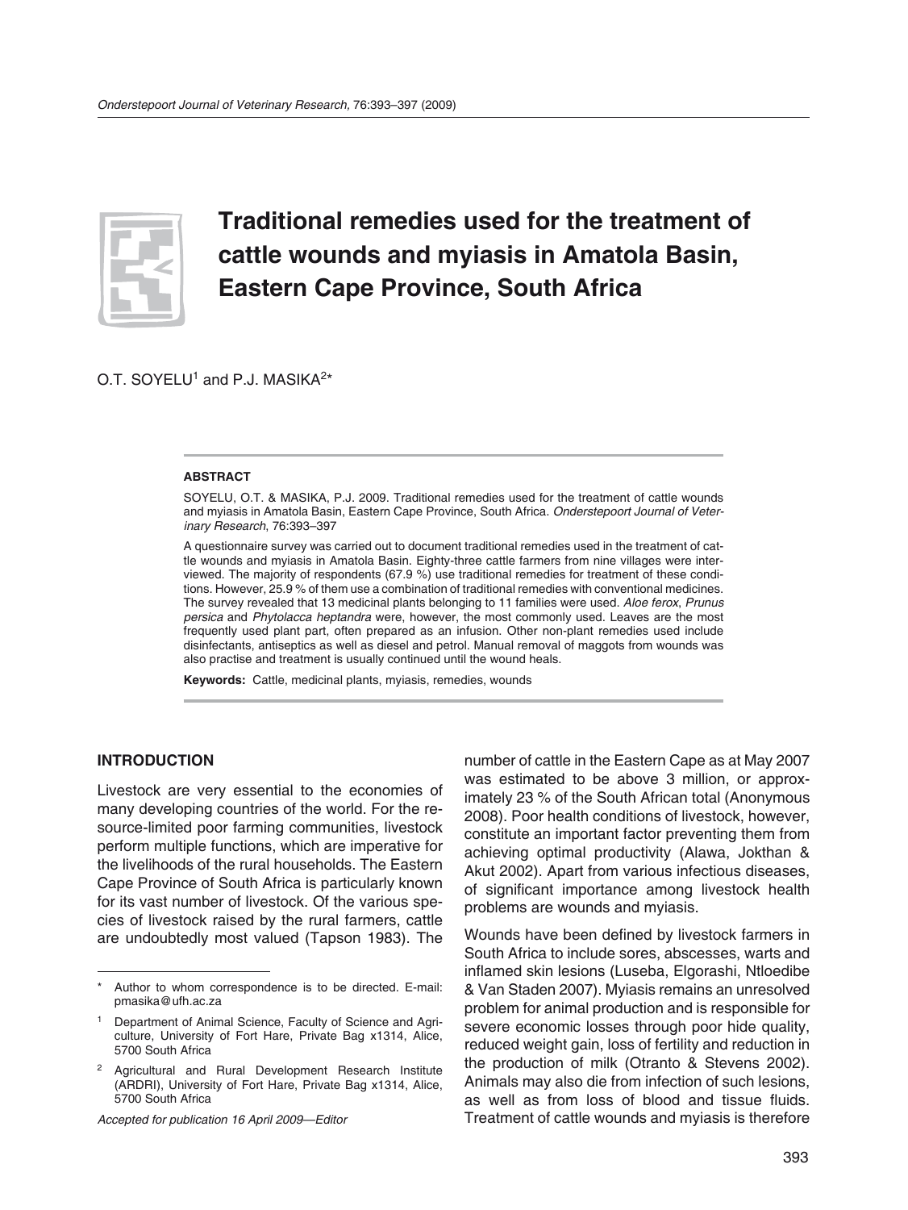# Traditional remedies used for the treatment of cattle wounds and myiasis in Amatola Basin, Eastern Cape Province, South Africa

O.T. SOYELU[1] and P.J. MASIKA[2]*

#### ABSTRACT

SOYELU, O.T. & MASIKA, P.J. 2009. Traditional remedies used for the treatment of cattle wounds and myiasis in Amatola Basin, Eastern Cape Province, South Africa. *Onderstepoort Journal of Veterinary Research*, 76:393–397

A questionnaire survey was carried out to document traditional remedies used in the treatment of cattle wounds and myiasis in Amatola Basin. Eighty-three cattle farmers from nine villages were interviewed. The majority of respondents (67.9 %) use traditional remedies for treatment of these conditions. However, 25.9 % of them use a combination of traditional remedies with conventional medicines. The survey revealed that 13 medicinal plants belonging to 11 families were used. *Aloe ferox*, *Prunus persica* and *Phytolacca heptandra* were, however, the most commonly used. Leaves are the most frequently used plant part, often prepared as an infusion. Other non-plant remedies used include disinfectants, antiseptics as well as diesel and petrol. Manual removal of maggots from wounds was also practise and treatment is usually continued until the wound heals.

**Keywords:** Cattle, medicinal plants, myiasis, remedies, wounds

## INTRODUCTION

Livestock are very essential to the economies of many developing countries of the world. For the resource-limited poor farming communities, livestock perform multiple functions, which are imperative for the livelihoods of the rural households. The Eastern Cape Province of South Africa is particularly known for its vast number of livestock. Of the various species of livestock raised by the rural farmers, cattle are undoubtedly most valued (Tapson 1983). The number of cattle in the Eastern Cape as at May 2007 was estimated to be above 3 million, or approximately 23 % of the South African total (Anonymous 2008). Poor health conditions of livestock, however, constitute an important factor preventing them from achieving optimal productivity (Alawa, Jokthan & Akut 2002). Apart from various infectious diseases, of significant importance among livestock health problems are wounds and myiasis.

Wounds have been defined by livestock farmers in South Africa to include sores, abscesses, warts and inflamed skin lesions (Luseba, Elgorashi, Ntloedibe & Van Staden 2007). Myiasis remains an unresolved problem for animal production and is responsible for severe economic losses through poor hide quality, reduced weight gain, loss of fertility and reduction in the production of milk (Otranto & Stevens 2002). Animals may also die from infection of such lesions, as well as from loss of blood and tissue fluids. Treatment of cattle wounds and myiasis is therefore

---

\* Author to whom correspondence is to be directed. E-mail: pmasika@ufh.ac.za

[1] Department of Animal Science, Faculty of Science and Agriculture, University of Fort Hare, Private Bag x1314, Alice, 5700 South Africa

[2] Agricultural and Rural Development Research Institute (ARDRI), University of Fort Hare, Private Bag x1314, Alice, 5700 South Africa

*Accepted for publication 16 April 2009—Editor*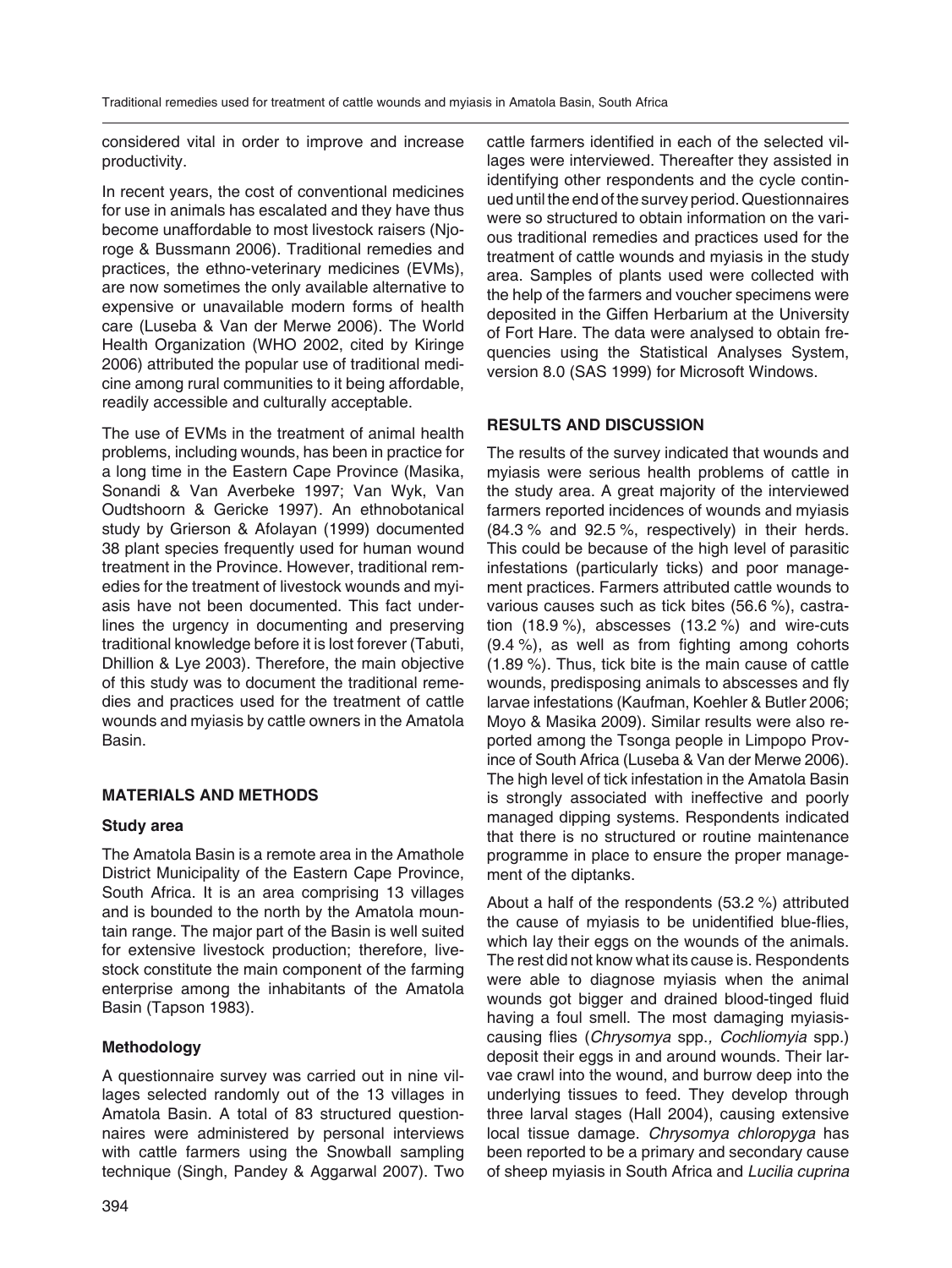considered vital in order to improve and increase productivity.

In recent years, the cost of conventional medicines for use in animals has escalated and they have thus become unaffordable to most livestock raisers (Njoroge & Bussmann 2006). Traditional remedies and practices, the ethno-veterinary medicines (EVMs), are now sometimes the only available alternative to expensive or unavailable modern forms of health care (Luseba & Van der Merwe 2006). The World Health Organization (WHO 2002, cited by Kiringe 2006) attributed the popular use of traditional medicine among rural communities to it being affordable, readily accessible and culturally acceptable.

The use of EVMs in the treatment of animal health problems, including wounds, has been in practice for a long time in the Eastern Cape Province (Masika, Sonandi & Van Averbeke 1997; Van Wyk, Van Oudtshoorn & Gericke 1997). An ethnobotanical study by Grierson & Afolayan (1999) documented 38 plant species frequently used for human wound treatment in the Province. However, traditional remedies for the treatment of livestock wounds and myiasis have not been documented. This fact underlines the urgency in documenting and preserving traditional knowledge before it is lost forever (Tabuti, Dhillion & Lye 2003). Therefore, the main objective of this study was to document the traditional remedies and practices used for the treatment of cattle wounds and myiasis by cattle owners in the Amatola Basin.

## MATERIALS AND METHODS

### Study area

The Amatola Basin is a remote area in the Amathole District Municipality of the Eastern Cape Province, South Africa. It is an area comprising 13 villages and is bounded to the north by the Amatola mountain range. The major part of the Basin is well suited for extensive livestock production; therefore, livestock constitute the main component of the farming enterprise among the inhabitants of the Amatola Basin (Tapson 1983).

### Methodology

A questionnaire survey was carried out in nine villages selected randomly out of the 13 villages in Amatola Basin. A total of 83 structured questionnaires were administered by personal interviews with cattle farmers using the Snowball sampling technique (Singh, Pandey & Aggarwal 2007). Two cattle farmers identified in each of the selected villages were interviewed. Thereafter they assisted in identifying other respondents and the cycle continued until the end of the survey period. Questionnaires were so structured to obtain information on the various traditional remedies and practices used for the treatment of cattle wounds and myiasis in the study area. Samples of plants used were collected with the help of the farmers and voucher specimens were deposited in the Giffen Herbarium at the University of Fort Hare. The data were analysed to obtain frequencies using the Statistical Analyses System, version 8.0 (SAS 1999) for Microsoft Windows.

## RESULTS AND DISCUSSION

The results of the survey indicated that wounds and myiasis were serious health problems of cattle in the study area. A great majority of the interviewed farmers reported incidences of wounds and myiasis (84.3 % and 92.5 %, respectively) in their herds. This could be because of the high level of parasitic infestations (particularly ticks) and poor management practices. Farmers attributed cattle wounds to various causes such as tick bites (56.6 %), castration (18.9 %), abscesses (13.2 %) and wire-cuts (9.4 %), as well as from fighting among cohorts (1.89 %). Thus, tick bite is the main cause of cattle wounds, predisposing animals to abscesses and fly larvae infestations (Kaufman, Koehler & Butler 2006; Moyo & Masika 2009). Similar results were also reported among the Tsonga people in Limpopo Province of South Africa (Luseba & Van der Merwe 2006). The high level of tick infestation in the Amatola Basin is strongly associated with ineffective and poorly managed dipping systems. Respondents indicated that there is no structured or routine maintenance programme in place to ensure the proper management of the diptanks.

About a half of the respondents (53.2 %) attributed the cause of myiasis to be unidentified blue-flies, which lay their eggs on the wounds of the animals. The rest did not know what its cause is. Respondents were able to diagnose myiasis when the animal wounds got bigger and drained blood-tinged fluid having a foul smell. The most damaging myiasis-causing flies (*Chrysomya* spp.*, Cochliomyia* spp.) deposit their eggs in and around wounds. Their larvae crawl into the wound, and burrow deep into the underlying tissues to feed. They develop through three larval stages (Hall 2004), causing extensive local tissue damage. *Chrysomya chloropyga* has been reported to be a primary and secondary cause of sheep myiasis in South Africa and *Lucilia cuprina*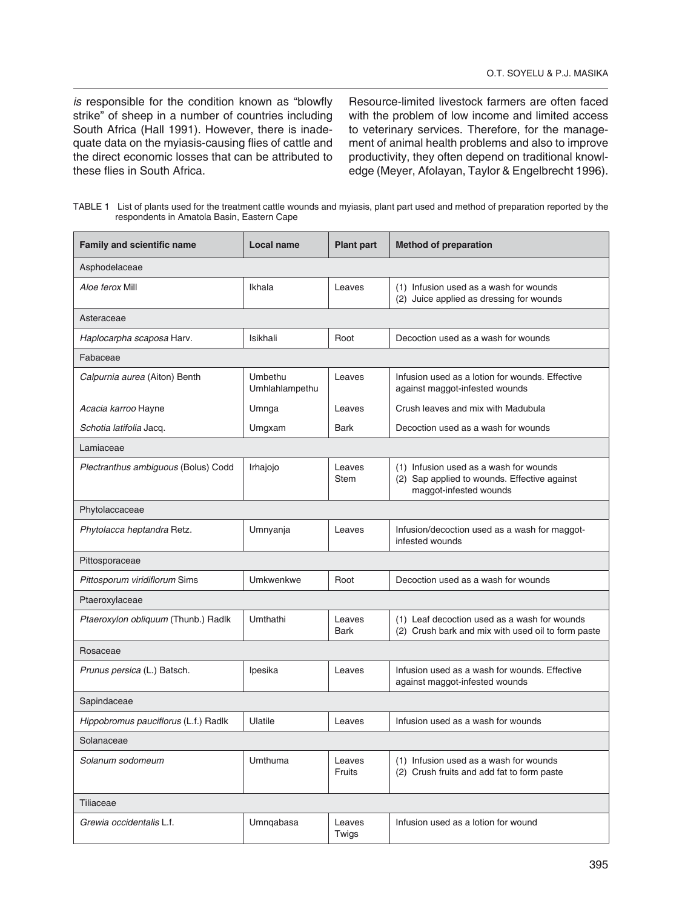*is* responsible for the condition known as "blowfly strike" of sheep in a number of countries including South Africa (Hall 1991). However, there is inadequate data on the myiasis-causing flies of cattle and the direct economic losses that can be attributed to these flies in South Africa.

Resource-limited livestock farmers are often faced with the problem of low income and limited access to veterinary services. Therefore, for the management of animal health problems and also to improve productivity, they often depend on traditional knowledge (Meyer, Afolayan, Taylor & Engelbrecht 1996).

TABLE 1 List of plants used for the treatment cattle wounds and myiasis, plant part used and method of preparation reported by the respondents in Amatola Basin, Eastern Cape

| Family and scientific name | Local name | Plant part | Method of preparation |
|---|---|---|---|
| Asphodelaceae | | | |
| *Aloe ferox* Mill | Ikhala | Leaves | (1) Infusion used as a wash for wounds<br>(2) Juice applied as dressing for wounds |
| Asteraceae | | | |
| *Haplocarpha scaposa* Harv. | Isikhali | Root | Decoction used as a wash for wounds |
| Fabaceae | | | |
| *Calpurnia aurea* (Aiton) Benth | Umbethu Umhlahlampethu | Leaves | Infusion used as a lotion for wounds. Effective against maggot-infested wounds |
| *Acacia karroo* Hayne | Umnga | Leaves | Crush leaves and mix with Madubula |
| *Schotia latifolia* Jacq. | Umgxam | Bark | Decoction used as a wash for wounds |
| Lamiaceae | | | |
| *Plectranthus ambiguous* (Bolus) Codd | Irhajojo | Leaves<br>Stem | (1) Infusion used as a wash for wounds<br>(2) Sap applied to wounds. Effective against maggot-infested wounds |
| Phytolaccaceae | | | |
| *Phytolacca heptandra* Retz. | Umnyanja | Leaves | Infusion/decoction used as a wash for maggot-infested wounds |
| Pittosporaceae | | | |
| *Pittosporum viridiflorum* Sims | Umkwenkwe | Root | Decoction used as a wash for wounds |
| Ptaeroxylaceae | | | |
| *Ptaeroxylon obliquum* (Thunb.) Radlk | Umthathi | Leaves<br>Bark | (1) Leaf decoction used as a wash for wounds<br>(2) Crush bark and mix with used oil to form paste |
| Rosaceae | | | |
| *Prunus persica* (L.) Batsch. | Ipesika | Leaves | Infusion used as a wash for wounds. Effective against maggot-infested wounds |
| Sapindaceae | | | |
| *Hippobromus pauciflorus* (L.f.) Radlk | Ulatile | Leaves | Infusion used as a wash for wounds |
| Solanaceae | | | |
| *Solanum sodomeum* | Umthuma | Leaves<br>Fruits | (1) Infusion used as a wash for wounds<br>(2) Crush fruits and add fat to form paste |
| Tiliaceae | | | |
| *Grewia occidentalis* L.f. | Umnqabasa | Leaves<br>Twigs | Infusion used as a lotion for wound |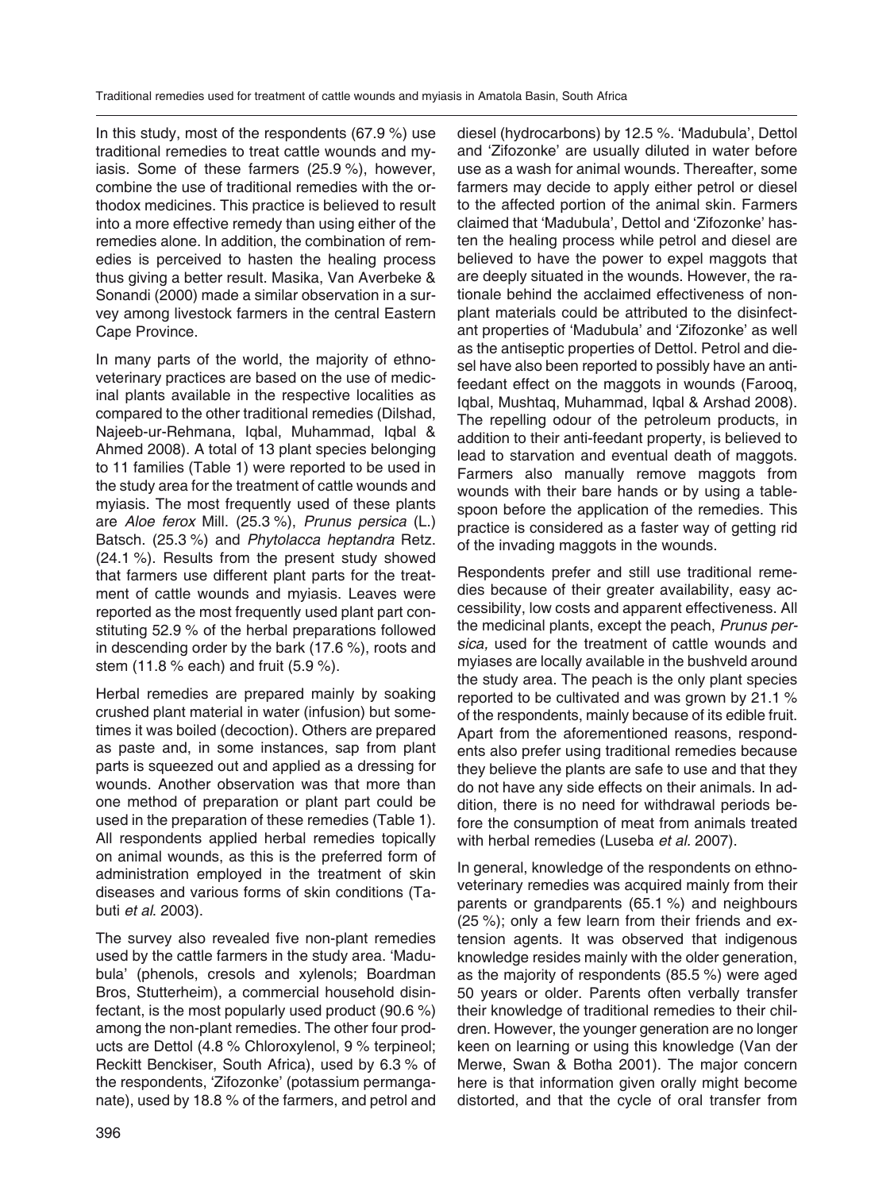In this study, most of the respondents (67.9 %) use traditional remedies to treat cattle wounds and myiasis. Some of these farmers (25.9 %), however, combine the use of traditional remedies with the orthodox medicines. This practice is believed to result into a more effective remedy than using either of the remedies alone. In addition, the combination of remedies is perceived to hasten the healing process thus giving a better result. Masika, Van Averbeke & Sonandi (2000) made a similar observation in a survey among livestock farmers in the central Eastern Cape Province.

In many parts of the world, the majority of ethnoveterinary practices are based on the use of medicinal plants available in the respective localities as compared to the other traditional remedies (Dilshad, Najeeb-ur-Rehmana, Iqbal, Muhammad, Iqbal & Ahmed 2008). A total of 13 plant species belonging to 11 families (Table 1) were reported to be used in the study area for the treatment of cattle wounds and myiasis. The most frequently used of these plants are *Aloe ferox* Mill. (25.3 %), *Prunus persica* (L.) Batsch. (25.3 %) and *Phytolacca heptandra* Retz. (24.1 %). Results from the present study showed that farmers use different plant parts for the treatment of cattle wounds and myiasis. Leaves were reported as the most frequently used plant part constituting 52.9 % of the herbal preparations followed in descending order by the bark (17.6 %), roots and stem (11.8 % each) and fruit (5.9 %).

Herbal remedies are prepared mainly by soaking crushed plant material in water (infusion) but sometimes it was boiled (decoction). Others are prepared as paste and, in some instances, sap from plant parts is squeezed out and applied as a dressing for wounds. Another observation was that more than one method of preparation or plant part could be used in the preparation of these remedies (Table 1). All respondents applied herbal remedies topically on animal wounds, as this is the preferred form of administration employed in the treatment of skin diseases and various forms of skin conditions (Tabuti *et al.* 2003).

The survey also revealed five non-plant remedies used by the cattle farmers in the study area. 'Madubula' (phenols, cresols and xylenols; Boardman Bros, Stutterheim), a commercial household disinfectant, is the most popularly used product (90.6 %) among the non-plant remedies. The other four products are Dettol (4.8 % Chloroxylenol, 9 % terpineol; Reckitt Benckiser, South Africa), used by 6.3 % of the respondents, 'Zifozonke' (potassium permanganate), used by 18.8 % of the farmers, and petrol and diesel (hydrocarbons) by 12.5 %. 'Madubula', Dettol and 'Zifozonke' are usually diluted in water before use as a wash for animal wounds. Thereafter, some farmers may decide to apply either petrol or diesel to the affected portion of the animal skin. Farmers claimed that 'Madubula', Dettol and 'Zifozonke' hasten the healing process while petrol and diesel are believed to have the power to expel maggots that are deeply situated in the wounds. However, the rationale behind the acclaimed effectiveness of non-plant materials could be attributed to the disinfectant properties of 'Madubula' and 'Zifozonke' as well as the antiseptic properties of Dettol. Petrol and diesel have also been reported to possibly have an anti-feedant effect on the maggots in wounds (Farooq, Iqbal, Mushtaq, Muhammad, Iqbal & Arshad 2008). The repelling odour of the petroleum products, in addition to their anti-feedant property, is believed to lead to starvation and eventual death of maggots. Farmers also manually remove maggots from wounds with their bare hands or by using a tablespoon before the application of the remedies. This practice is considered as a faster way of getting rid of the invading maggots in the wounds.

Respondents prefer and still use traditional remedies because of their greater availability, easy accessibility, low costs and apparent effectiveness. All the medicinal plants, except the peach, *Prunus persica,* used for the treatment of cattle wounds and myiases are locally available in the bushveld around the study area. The peach is the only plant species reported to be cultivated and was grown by 21.1 % of the respondents, mainly because of its edible fruit. Apart from the aforementioned reasons, respondents also prefer using traditional remedies because they believe the plants are safe to use and that they do not have any side effects on their animals. In addition, there is no need for withdrawal periods before the consumption of meat from animals treated with herbal remedies (Luseba *et al.* 2007).

In general, knowledge of the respondents on ethnoveterinary remedies was acquired mainly from their parents or grandparents (65.1 %) and neighbours (25 %); only a few learn from their friends and extension agents. It was observed that indigenous knowledge resides mainly with the older generation, as the majority of respondents (85.5 %) were aged 50 years or older. Parents often verbally transfer their knowledge of traditional remedies to their children. However, the younger generation are no longer keen on learning or using this knowledge (Van der Merwe, Swan & Botha 2001). The major concern here is that information given orally might become distorted, and that the cycle of oral transfer from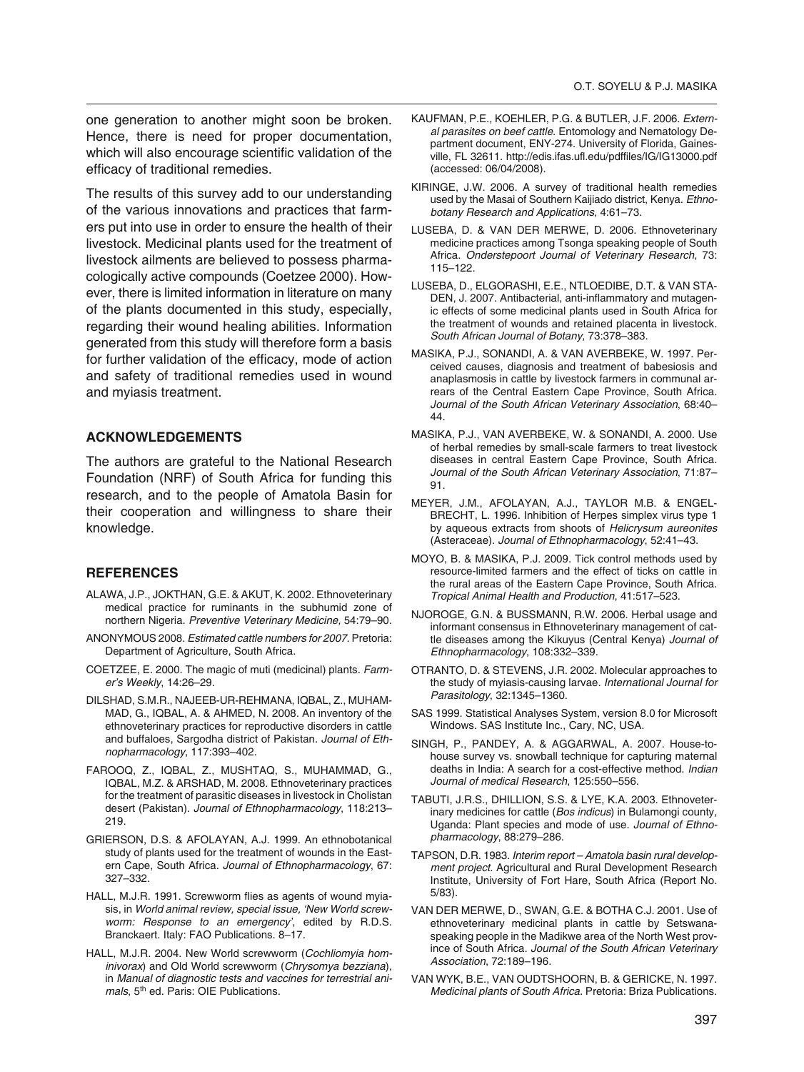one generation to another might soon be broken. Hence, there is need for proper documentation, which will also encourage scientific validation of the efficacy of traditional remedies.

The results of this survey add to our understanding of the various innovations and practices that farmers put into use in order to ensure the health of their livestock. Medicinal plants used for the treatment of livestock ailments are believed to possess pharmacologically active compounds (Coetzee 2000). However, there is limited information in literature on many of the plants documented in this study, especially, regarding their wound healing abilities. Information generated from this study will therefore form a basis for further validation of the efficacy, mode of action and safety of traditional remedies used in wound and myiasis treatment.

## ACKNOWLEDGEMENTS

The authors are grateful to the National Research Foundation (NRF) of South Africa for funding this research, and to the people of Amatola Basin for their cooperation and willingness to share their knowledge.

## REFERENCES

ALAWA, J.P., JOKTHAN, G.E. & AKUT, K. 2002. Ethnoveterinary medical practice for ruminants in the subhumid zone of northern Nigeria. *Preventive Veterinary Medicine,* 54:79–90.

ANONYMOUS 2008. *Estimated cattle numbers for 2007*. Pretoria: Department of Agriculture, South Africa.

COETZEE, E. 2000. The magic of muti (medicinal) plants. *Farmer's Weekly*, 14:26–29.

DILSHAD, S.M.R., NAJEEB-UR-REHMANA, IQBAL, Z., MUHAMMAD, G., IQBAL, A. & AHMED, N. 2008. An inventory of the ethnoveterinary practices for reproductive disorders in cattle and buffaloes, Sargodha district of Pakistan. *Journal of Ethnopharmacology*, 117:393–402.

FAROOQ, Z., IQBAL, Z., MUSHTAQ, S., MUHAMMAD, G., IQBAL, M.Z. & ARSHAD, M. 2008. Ethnoveterinary practices for the treatment of parasitic diseases in livestock in Cholistan desert (Pakistan). *Journal of Ethnopharmacology*, 118:213–219.

GRIERSON, D.S. & AFOLAYAN, A.J. 1999. An ethnobotanical study of plants used for the treatment of wounds in the Eastern Cape, South Africa. *Journal of Ethnopharmacology*, 67: 327–332.

HALL, M.J.R. 1991. Screwworm flies as agents of wound myiasis, in *World animal review, special issue, 'New World screwworm: Response to an emergency'*, edited by R.D.S. Branckaert. Italy: FAO Publications. 8–17.

HALL, M.J.R. 2004. New World screwworm (*Cochliomyia hominivorax*) and Old World screwworm (*Chrysomya bezziana*), in *Manual of diagnostic tests and vaccines for terrestrial animals*, 5th ed. Paris: OIE Publications.

KAUFMAN, P.E., KOEHLER, P.G. & BUTLER, J.F. 2006. *External parasites on beef cattle*. Entomology and Nematology Department document, ENY-274. University of Florida, Gainesville, FL 32611. http://edis.ifas.ufl.edu/pdffiles/IG/IG13000.pdf (accessed: 06/04/2008).

KIRINGE, J.W. 2006. A survey of traditional health remedies used by the Masai of Southern Kaijiado district, Kenya. *Ethnobotany Research and Applications*, 4:61–73.

LUSEBA, D. & VAN DER MERWE, D. 2006. Ethnoveterinary medicine practices among Tsonga speaking people of South Africa. *Onderstepoort Journal of Veterinary Research*, 73: 115–122.

LUSEBA, D., ELGORASHI, E.E., NTLOEDIBE, D.T. & VAN STADEN, J. 2007. Antibacterial, anti-inflammatory and mutagenic effects of some medicinal plants used in South Africa for the treatment of wounds and retained placenta in livestock. *South African Journal of Botany*, 73:378–383.

MASIKA, P.J., SONANDI, A. & VAN AVERBEKE, W. 1997. Perceived causes, diagnosis and treatment of babesiosis and anaplasmosis in cattle by livestock farmers in communal arrears of the Central Eastern Cape Province, South Africa. *Journal of the South African Veterinary Association*, 68:40–44.

MASIKA, P.J., VAN AVERBEKE, W. & SONANDI, A. 2000. Use of herbal remedies by small-scale farmers to treat livestock diseases in central Eastern Cape Province, South Africa. *Journal of the South African Veterinary Association*, 71:87–91.

MEYER, J.M., AFOLAYAN, A.J., TAYLOR M.B. & ENGELBRECHT, L. 1996. Inhibition of Herpes simplex virus type 1 by aqueous extracts from shoots of *Helicrysum aureonites* (Asteraceae). *Journal of Ethnopharmacology*, 52:41–43.

MOYO, B. & MASIKA, P.J. 2009. Tick control methods used by resource-limited farmers and the effect of ticks on cattle in the rural areas of the Eastern Cape Province, South Africa. *Tropical Animal Health and Production*, 41:517–523.

NJOROGE, G.N. & BUSSMANN, R.W. 2006. Herbal usage and informant consensus in Ethnoveterinary management of cattle diseases among the Kikuyus (Central Kenya) *Journal of Ethnopharmacology*, 108:332–339.

OTRANTO, D. & STEVENS, J.R. 2002. Molecular approaches to the study of myiasis-causing larvae. *International Journal for Parasitology*, 32:1345–1360.

SAS 1999. Statistical Analyses System, version 8.0 for Microsoft Windows. SAS Institute Inc., Cary, NC, USA.

SINGH, P., PANDEY, A. & AGGARWAL, A. 2007. House-to-house survey vs. snowball technique for capturing maternal deaths in India: A search for a cost-effective method. *Indian Journal of medical Research*, 125:550–556.

TABUTI, J.R.S., DHILLION, S.S. & LYE, K.A. 2003. Ethnoveterinary medicines for cattle (*Bos indicus*) in Bulamongi county, Uganda: Plant species and mode of use. *Journal of Ethnopharmacology*, 88:279–286.

TAPSON, D.R. 1983. *Interim report – Amatola basin rural development project.* Agricultural and Rural Development Research Institute, University of Fort Hare, South Africa (Report No. 5/83).

VAN DER MERWE, D., SWAN, G.E. & BOTHA C.J. 2001. Use of ethnoveterinary medicinal plants in cattle by Setswana-speaking people in the Madikwe area of the North West province of South Africa. *Journal of the South African Veterinary Association*, 72:189–196.

VAN WYK, B.E., VAN OUDTSHOORN, B. & GERICKE, N. 1997. *Medicinal plants of South Africa*. Pretoria: Briza Publications.